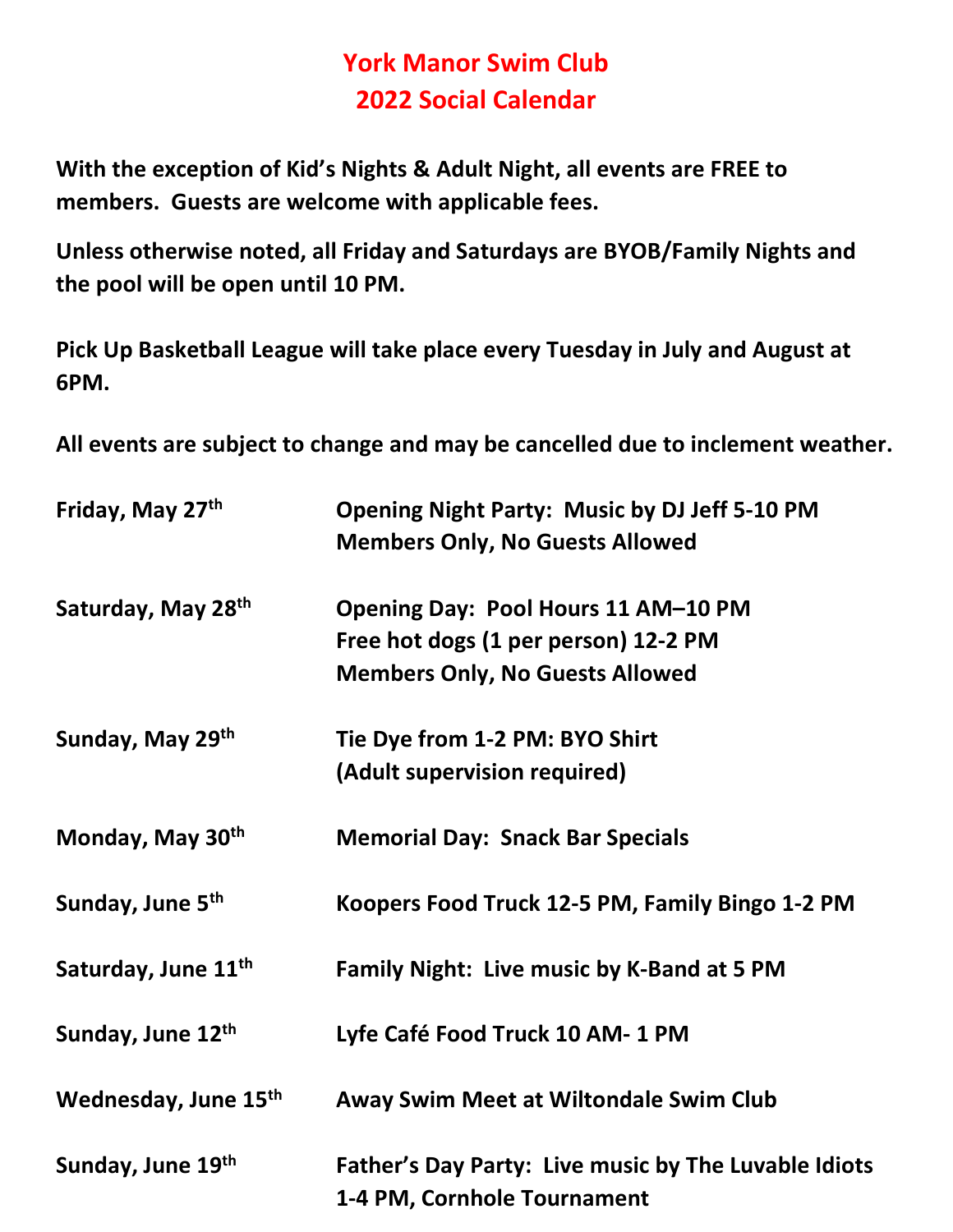# York Manor Swim Club
# 2022 Social Calendar

**With the exception of Kid's Nights & Adult Night, all events are FREE to members. Guests are welcome with applicable fees.**

**Unless otherwise noted, all Friday and Saturdays are BYOB/Family Nights and the pool will be open until 10 PM.**

**Pick Up Basketball League will take place every Tuesday in July and August at 6PM.**

**All events are subject to change and may be cancelled due to inclement weather.**

| | |
|---|---|
| **Friday, May 27th** | **Opening Night Party: Music by DJ Jeff 5-10 PM**<br>**Members Only, No Guests Allowed** |
| **Saturday, May 28th** | **Opening Day: Pool Hours 11 AM–10 PM**<br>**Free hot dogs (1 per person) 12-2 PM**<br>**Members Only, No Guests Allowed** |
| **Sunday, May 29th** | **Tie Dye from 1-2 PM: BYO Shirt**<br>**(Adult supervision required)** |
| **Monday, May 30th** | **Memorial Day: Snack Bar Specials** |
| **Sunday, June 5th** | **Koopers Food Truck 12-5 PM, Family Bingo 1-2 PM** |
| **Saturday, June 11th** | **Family Night: Live music by K-Band at 5 PM** |
| **Sunday, June 12th** | **Lyfe Café Food Truck 10 AM- 1 PM** |
| **Wednesday, June 15th** | **Away Swim Meet at Wiltondale Swim Club** |
| **Sunday, June 19th** | **Father's Day Party: Live music by The Luvable Idiots 1-4 PM, Cornhole Tournament** |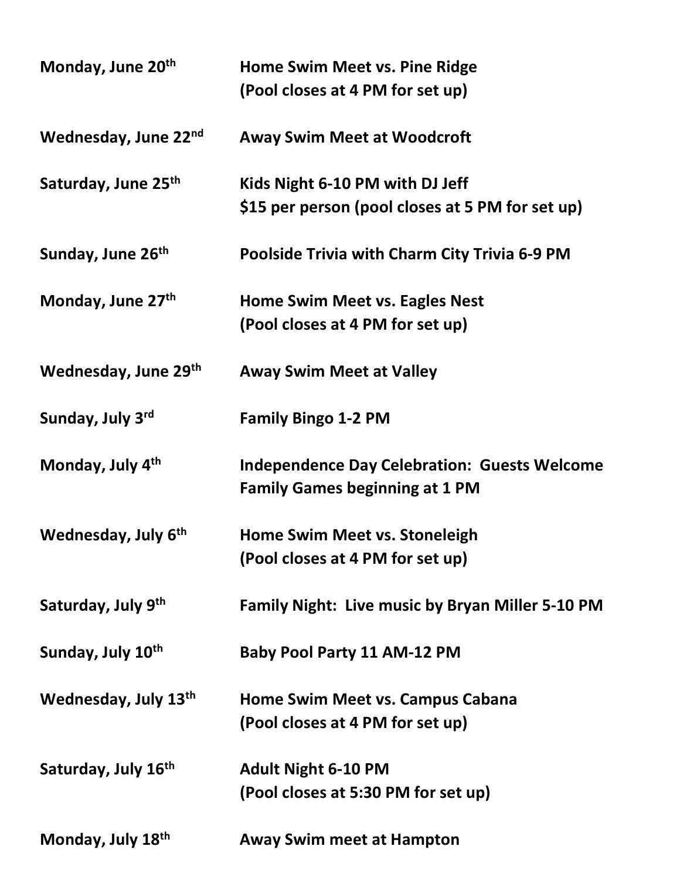| | |
|---|---|
| **Monday, June 20th** | **Home Swim Meet vs. Pine Ridge (Pool closes at 4 PM for set up)** |
| **Wednesday, June 22nd** | **Away Swim Meet at Woodcroft** |
| **Saturday, June 25th** | **Kids Night 6-10 PM with DJ Jeff $15 per person (pool closes at 5 PM for set up)** |
| **Sunday, June 26th** | **Poolside Trivia with Charm City Trivia 6-9 PM** |
| **Monday, June 27th** | **Home Swim Meet vs. Eagles Nest (Pool closes at 4 PM for set up)** |
| **Wednesday, June 29th** | **Away Swim Meet at Valley** |
| **Sunday, July 3rd** | **Family Bingo 1-2 PM** |
| **Monday, July 4th** | **Independence Day Celebration: Guests Welcome Family Games beginning at 1 PM** |
| **Wednesday, July 6th** | **Home Swim Meet vs. Stoneleigh (Pool closes at 4 PM for set up)** |
| **Saturday, July 9th** | **Family Night: Live music by Bryan Miller 5-10 PM** |
| **Sunday, July 10th** | **Baby Pool Party 11 AM-12 PM** |
| **Wednesday, July 13th** | **Home Swim Meet vs. Campus Cabana (Pool closes at 4 PM for set up)** |
| **Saturday, July 16th** | **Adult Night 6-10 PM (Pool closes at 5:30 PM for set up)** |
| **Monday, July 18th** | **Away Swim meet at Hampton** |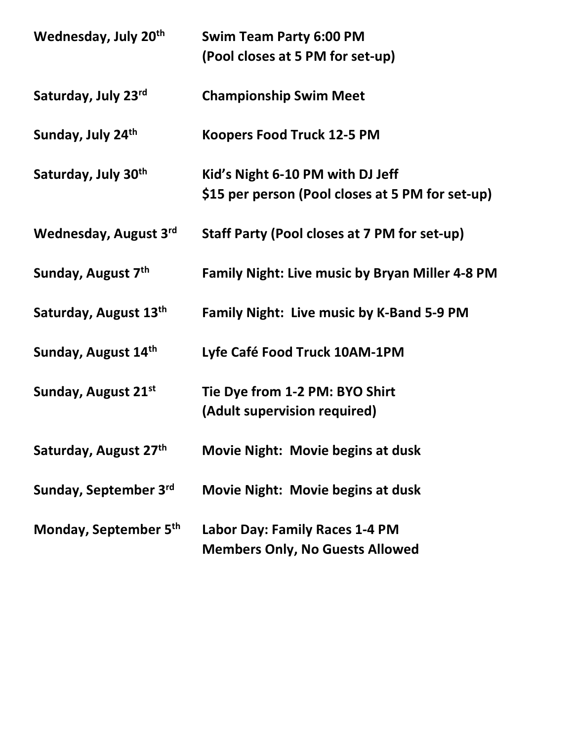| | |
|---|---|
| **Wednesday, July 20th** | **Swim Team Party 6:00 PM (Pool closes at 5 PM for set-up)** |
| **Saturday, July 23rd** | **Championship Swim Meet** |
| **Sunday, July 24th** | **Koopers Food Truck 12-5 PM** |
| **Saturday, July 30th** | **Kid's Night 6-10 PM with DJ Jeff \$15 per person (Pool closes at 5 PM for set-up)** |
| **Wednesday, August 3rd** | **Staff Party (Pool closes at 7 PM for set-up)** |
| **Sunday, August 7th** | **Family Night: Live music by Bryan Miller 4-8 PM** |
| **Saturday, August 13th** | **Family Night: Live music by K-Band 5-9 PM** |
| **Sunday, August 14th** | **Lyfe Café Food Truck 10AM-1PM** |
| **Sunday, August 21st** | **Tie Dye from 1-2 PM: BYO Shirt (Adult supervision required)** |
| **Saturday, August 27th** | **Movie Night: Movie begins at dusk** |
| **Sunday, September 3rd** | **Movie Night: Movie begins at dusk** |
| **Monday, September 5th** | **Labor Day: Family Races 1-4 PM Members Only, No Guests Allowed** |